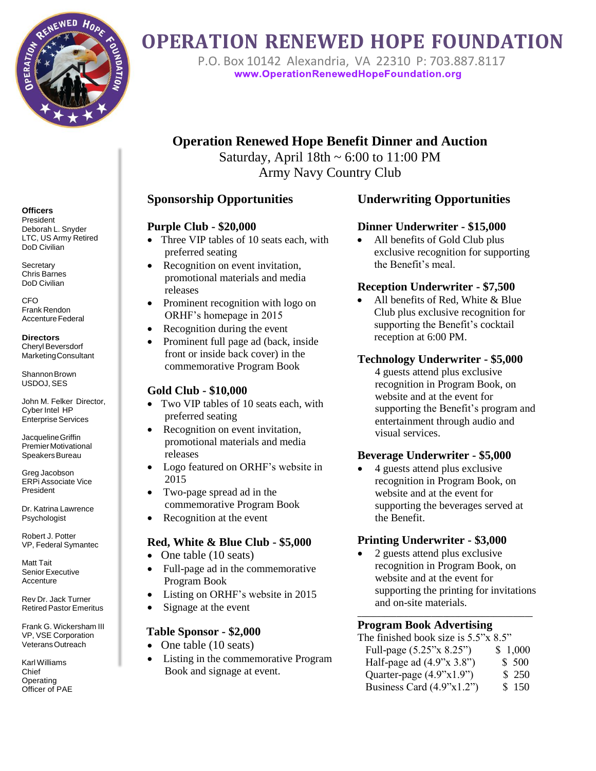# OPERATION RENEWED HOPE FOUNDATION

P.O. Box 10142 Alexandria, VA 22310 P: 703.887.8117
www.OperationRenewedHopeFoundation.org

**Officers**
President
Deborah L. Snyder
LTC, US Army Retired
DoD Civilian

Secretary
Chris Barnes
DoD Civilian

CFO
Frank Rendon
Accenture Federal

**Directors**
Cheryl Beversdorf
Marketing Consultant

Shannon Brown
USDOJ, SES

John M. Felker Director, Cyber Intel HP Enterprise Services

Jacqueline Griffin
Premier Motivational Speakers Bureau

Greg Jacobson
ERPi Associate Vice President

Dr. Katrina Lawrence
Psychologist

Robert J. Potter
VP, Federal Symantec

Matt Tait
Senior Executive
Accenture

Rev Dr. Jack Turner
Retired Pastor Emeritus

Frank G. Wickersham III
VP, VSE Corporation
Veterans Outreach

Karl Williams
Chief Operating Officer of PAE

## Operation Renewed Hope Benefit Dinner and Auction

Saturday, April 18th ~ 6:00 to 11:00 PM
Army Navy Country Club

## Sponsorship Opportunities

### Purple Club - $20,000

- Three VIP tables of 10 seats each, with preferred seating
- Recognition on event invitation, promotional materials and media releases
- Prominent recognition with logo on ORHF's homepage in 2015
- Recognition during the event
- Prominent full page ad (back, inside front or inside back cover) in the commemorative Program Book

### Gold Club - $10,000

- Two VIP tables of 10 seats each, with preferred seating
- Recognition on event invitation, promotional materials and media releases
- Logo featured on ORHF's website in 2015
- Two-page spread ad in the commemorative Program Book
- Recognition at the event

### Red, White & Blue Club - $5,000

- One table (10 seats)
- Full-page ad in the commemorative Program Book
- Listing on ORHF's website in 2015
- Signage at the event

### Table Sponsor - $2,000

- One table (10 seats)
- Listing in the commemorative Program Book and signage at event.

## Underwriting Opportunities

### Dinner Underwriter - $15,000

- All benefits of Gold Club plus exclusive recognition for supporting the Benefit's meal.

### Reception Underwriter - $7,500

- All benefits of Red, White & Blue Club plus exclusive recognition for supporting the Benefit's cocktail reception at 6:00 PM.

### Technology Underwriter - $5,000

4 guests attend plus exclusive recognition in Program Book, on website and at the event for supporting the Benefit's program and entertainment through audio and visual services.

### Beverage Underwriter - $5,000

- 4 guests attend plus exclusive recognition in Program Book, on website and at the event for supporting the beverages served at the Benefit.

### Printing Underwriter - $3,000

- 2 guests attend plus exclusive recognition in Program Book, on website and at the event for supporting the printing for invitations and on-site materials.

---

### Program Book Advertising

The finished book size is 5.5"x 8.5"

| Ad | Price |
|---|---|
| Full-page (5.25"x 8.25") | $ 1,000 |
| Half-page ad (4.9"x 3.8") | $ 500 |
| Quarter-page (4.9"x1.9") | $ 250 |
| Business Card (4.9"x1.2") | $ 150 |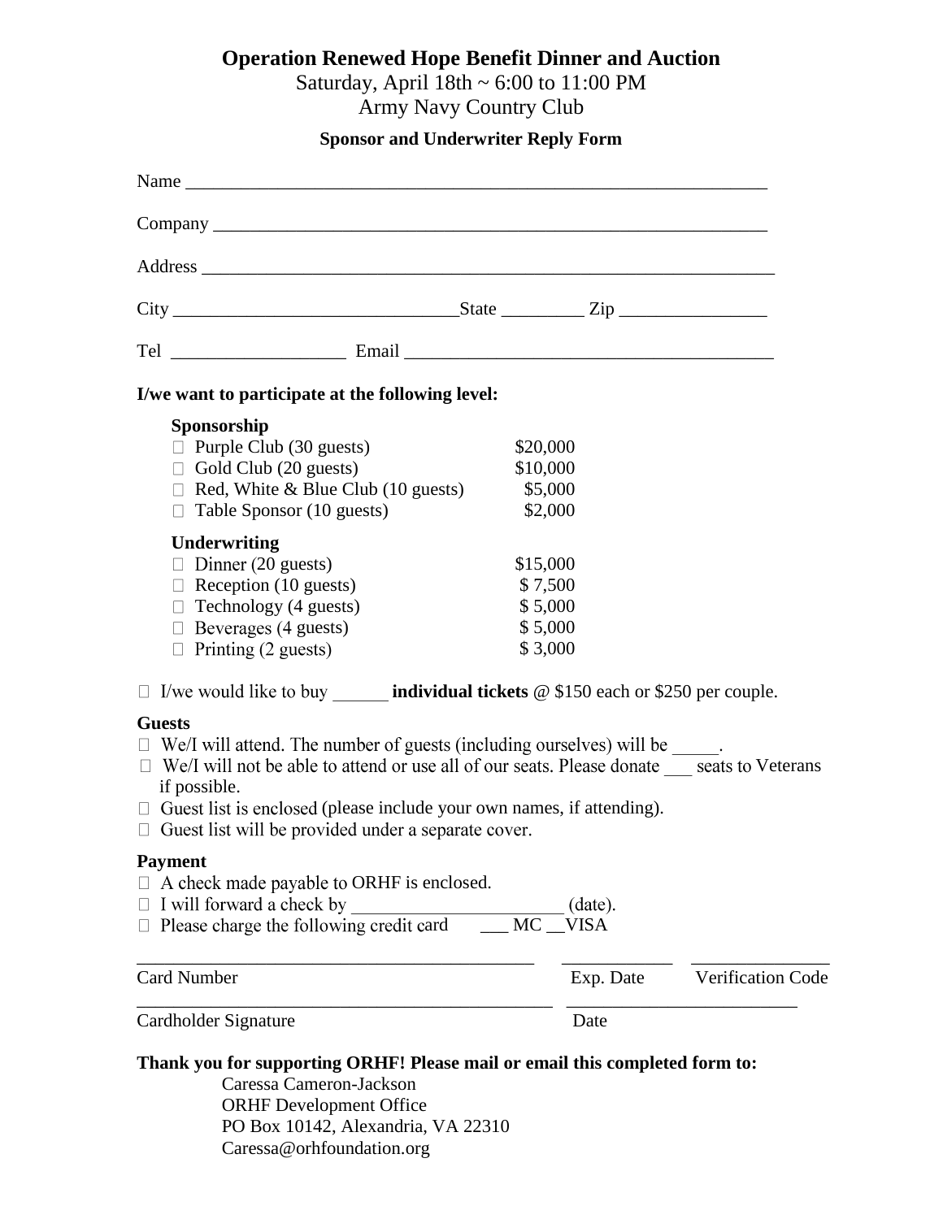# Operation Renewed Hope Benefit Dinner and Auction

Saturday, April 18th ~ 6:00 to 11:00 PM
Army Navy Country Club

**Sponsor and Underwriter Reply Form**

Name ______________________________________________________________

Company ____________________________________________________________

Address _____________________________________________________________

City ______________________________State _________ Zip ________________

Tel ___________________ Email ________________________________________

**I/we want to participate at the following level:**

**Sponsorship**

| | |
|---|---|
| ☐ Purple Club (30 guests) | $20,000 |
| ☐ Gold Club (20 guests) | $10,000 |
| ☐ Red, White & Blue Club (10 guests) | $5,000 |
| ☐ Table Sponsor (10 guests) | $2,000 |

**Underwriting**

| | |
|---|---|
| ☐ Dinner (20 guests) | $15,000 |
| ☐ Reception (10 guests) | $ 7,500 |
| ☐ Technology (4 guests) | $ 5,000 |
| ☐ Beverages (4 guests) | $ 5,000 |
| ☐ Printing (2 guests) | $ 3,000 |

☐ I/we would like to buy ______ **individual tickets** @ $150 each or $250 per couple.

**Guests**

☐ We/I will attend. The number of guests (including ourselves) will be _____.
☐ We/I will not be able to attend or use all of our seats. Please donate ___ seats to Veterans if possible.
☐ Guest list is enclosed (please include your own names, if attending).
☐ Guest list will be provided under a separate cover.

**Payment**

☐ A check made payable to ORHF is enclosed.
☐ I will forward a check by ______________________ (date).
☐ Please charge the following credit card ___ MC __VISA

___________________________________________ ____________ _______________
Card Number Exp. Date Verification Code

_____________________________________________ _________________________
Cardholder Signature Date

**Thank you for supporting ORHF! Please mail or email this completed form to:**

Caressa Cameron-Jackson
ORHF Development Office
PO Box 10142, Alexandria, VA 22310
Caressa@orhfoundation.org